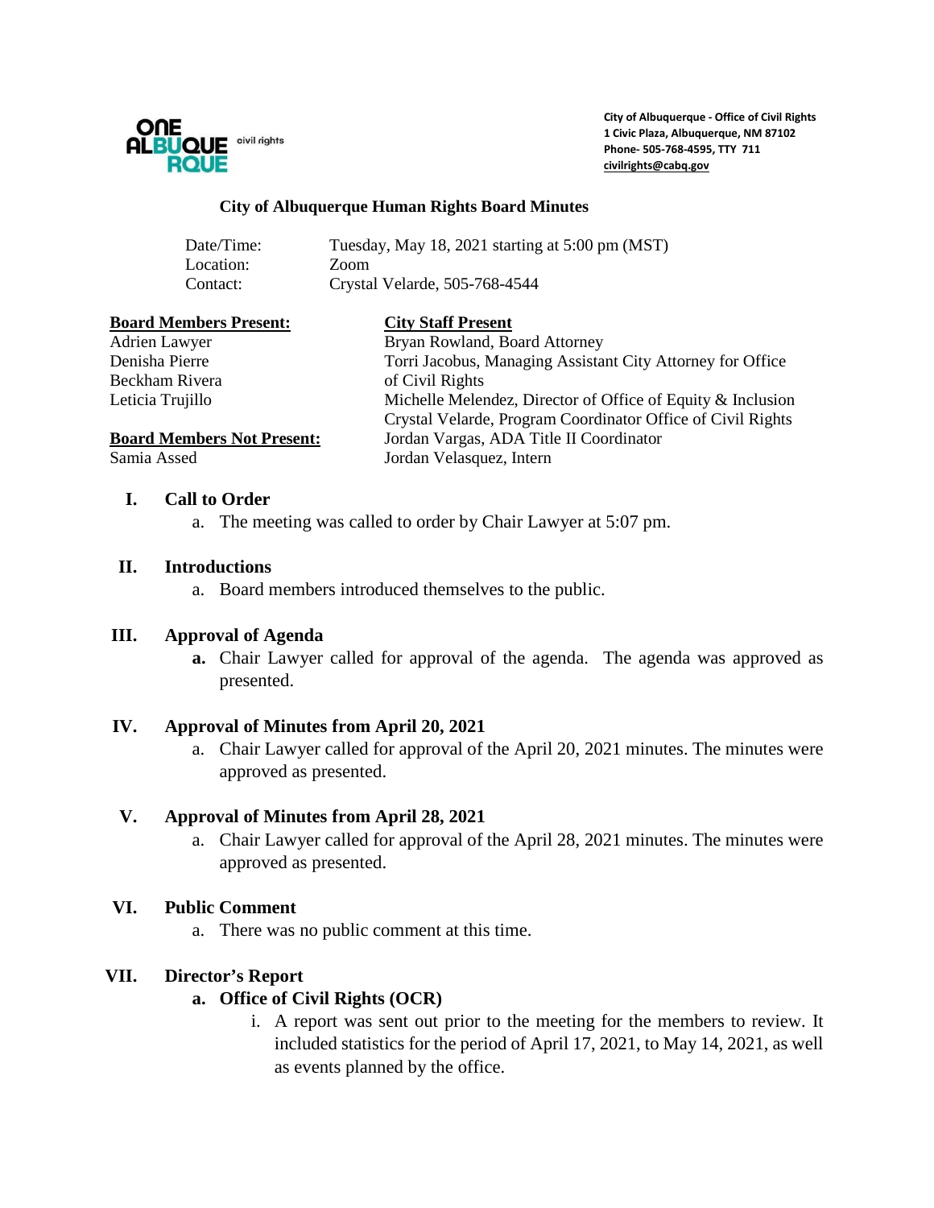ONE ALBUQUERQUE civil rights

**City of Albuquerque - Office of Civil Rights**
**1 Civic Plaza, Albuquerque, NM 87102**
**Phone- 505-768-4595, TTY 711**
**civilrights@cabq.gov**

# City of Albuquerque Human Rights Board Minutes

Date/Time: Tuesday, May 18, 2021 starting at 5:00 pm (MST)
Location: Zoom
Contact: Crystal Velarde, 505-768-4544

**Board Members Present:**
Adrien Lawyer
Denisha Pierre
Beckham Rivera
Leticia Trujillo

**Board Members Not Present:**
Samia Assed

**City Staff Present**
Bryan Rowland, Board Attorney
Torri Jacobus, Managing Assistant City Attorney for Office of Civil Rights
Michelle Melendez, Director of Office of Equity & Inclusion
Crystal Velarde, Program Coordinator Office of Civil Rights
Jordan Vargas, ADA Title II Coordinator
Jordan Velasquez, Intern

## I. Call to Order

a. The meeting was called to order by Chair Lawyer at 5:07 pm.

## II. Introductions

a. Board members introduced themselves to the public.

## III. Approval of Agenda

**a.** Chair Lawyer called for approval of the agenda. The agenda was approved as presented.

## IV. Approval of Minutes from April 20, 2021

a. Chair Lawyer called for approval of the April 20, 2021 minutes. The minutes were approved as presented.

## V. Approval of Minutes from April 28, 2021

a. Chair Lawyer called for approval of the April 28, 2021 minutes. The minutes were approved as presented.

## VI. Public Comment

a. There was no public comment at this time.

## VII. Director's Report

### a. Office of Civil Rights (OCR)

i. A report was sent out prior to the meeting for the members to review. It included statistics for the period of April 17, 2021, to May 14, 2021, as well as events planned by the office.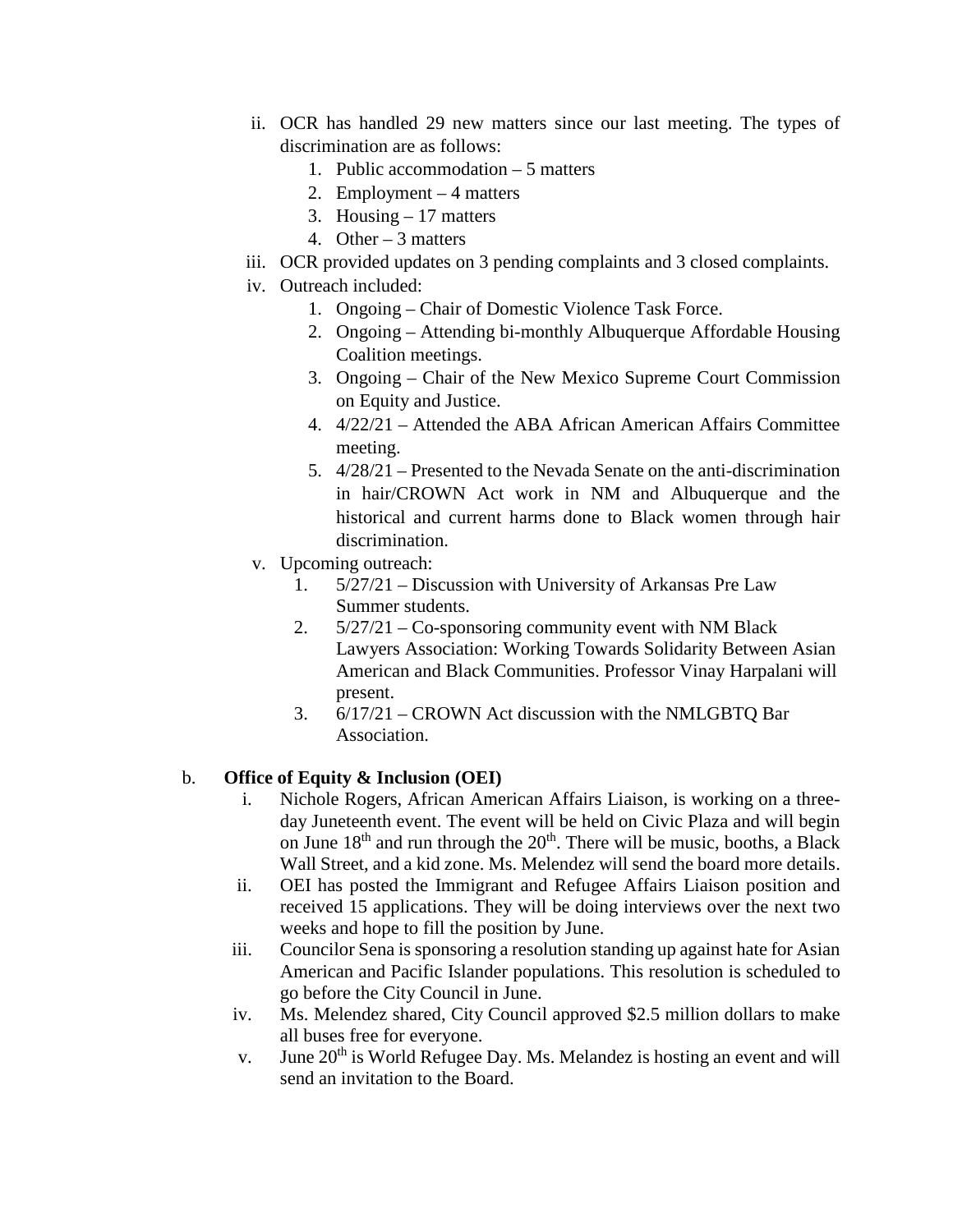ii. OCR has handled 29 new matters since our last meeting. The types of discrimination are as follows:
    1. Public accommodation – 5 matters
    2. Employment – 4 matters
    3. Housing – 17 matters
    4. Other – 3 matters

iii. OCR provided updates on 3 pending complaints and 3 closed complaints.

iv. Outreach included:
    1. Ongoing – Chair of Domestic Violence Task Force.
    2. Ongoing – Attending bi-monthly Albuquerque Affordable Housing Coalition meetings.
    3. Ongoing – Chair of the New Mexico Supreme Court Commission on Equity and Justice.
    4. 4/22/21 – Attended the ABA African American Affairs Committee meeting.
    5. 4/28/21 – Presented to the Nevada Senate on the anti-discrimination in hair/CROWN Act work in NM and Albuquerque and the historical and current harms done to Black women through hair discrimination.

v. Upcoming outreach:
    1. 5/27/21 – Discussion with University of Arkansas Pre Law Summer students.
    2. 5/27/21 – Co-sponsoring community event with NM Black Lawyers Association: Working Towards Solidarity Between Asian American and Black Communities. Professor Vinay Harpalani will present.
    3. 6/17/21 – CROWN Act discussion with the NMLGBTQ Bar Association.

b. **Office of Equity & Inclusion (OEI)**

i. Nichole Rogers, African American Affairs Liaison, is working on a three-day Juneteenth event. The event will be held on Civic Plaza and will begin on June 18th and run through the 20th. There will be music, booths, a Black Wall Street, and a kid zone. Ms. Melendez will send the board more details.

ii. OEI has posted the Immigrant and Refugee Affairs Liaison position and received 15 applications. They will be doing interviews over the next two weeks and hope to fill the position by June.

iii. Councilor Sena is sponsoring a resolution standing up against hate for Asian American and Pacific Islander populations. This resolution is scheduled to go before the City Council in June.

iv. Ms. Melendez shared, City Council approved $2.5 million dollars to make all buses free for everyone.

v. June 20th is World Refugee Day. Ms. Melandez is hosting an event and will send an invitation to the Board.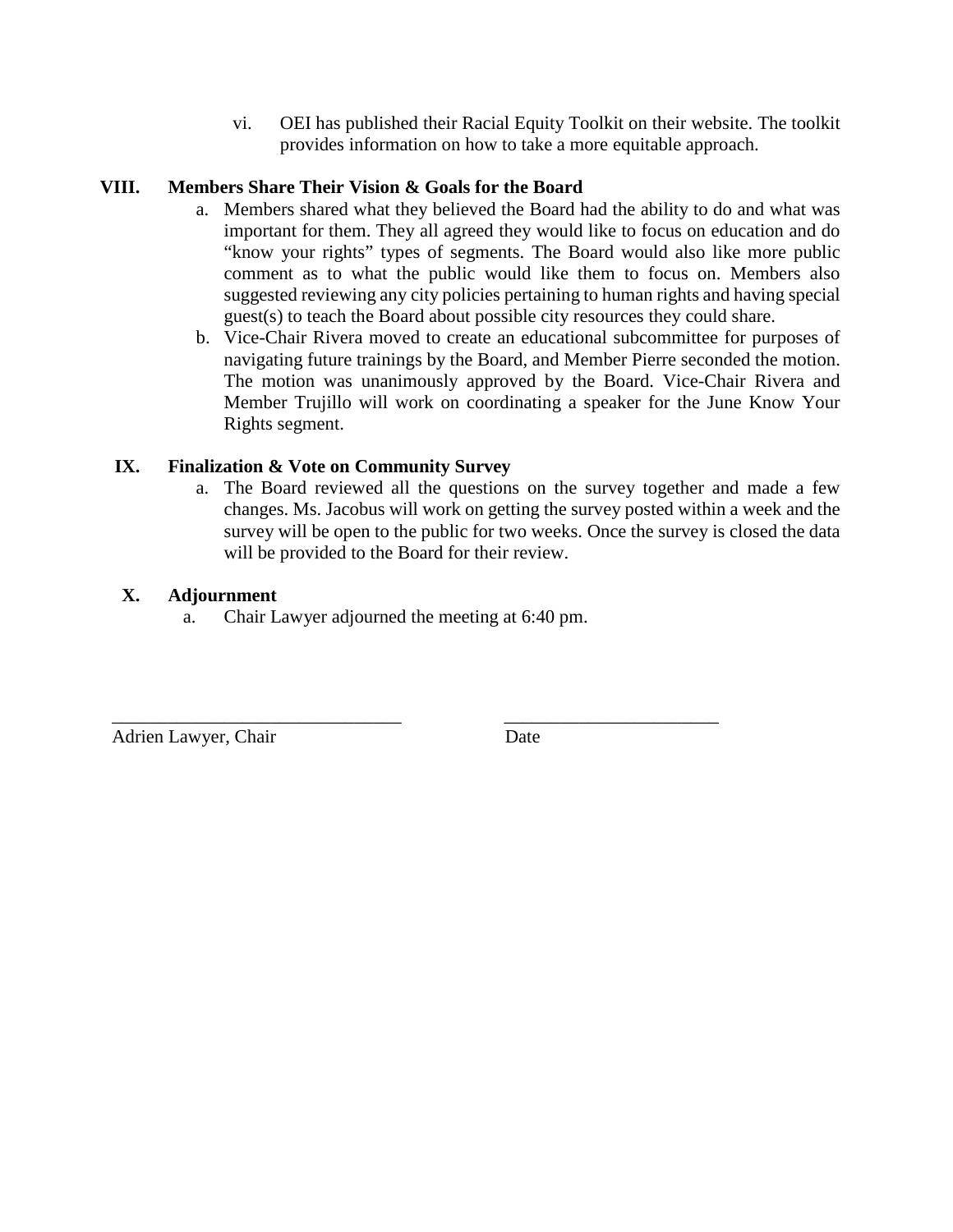vi. OEI has published their Racial Equity Toolkit on their website. The toolkit provides information on how to take a more equitable approach.

**VIII. Members Share Their Vision & Goals for the Board**

a. Members shared what they believed the Board had the ability to do and what was important for them. They all agreed they would like to focus on education and do "know your rights" types of segments. The Board would also like more public comment as to what the public would like them to focus on. Members also suggested reviewing any city policies pertaining to human rights and having special guest(s) to teach the Board about possible city resources they could share.

b. Vice-Chair Rivera moved to create an educational subcommittee for purposes of navigating future trainings by the Board, and Member Pierre seconded the motion. The motion was unanimously approved by the Board. Vice-Chair Rivera and Member Trujillo will work on coordinating a speaker for the June Know Your Rights segment.

**IX. Finalization & Vote on Community Survey**

a. The Board reviewed all the questions on the survey together and made a few changes. Ms. Jacobus will work on getting the survey posted within a week and the survey will be open to the public for two weeks. Once the survey is closed the data will be provided to the Board for their review.

**X. Adjournment**

a. Chair Lawyer adjourned the meeting at 6:40 pm.

_______________________________ _______________________

Adrien Lawyer, Chair Date